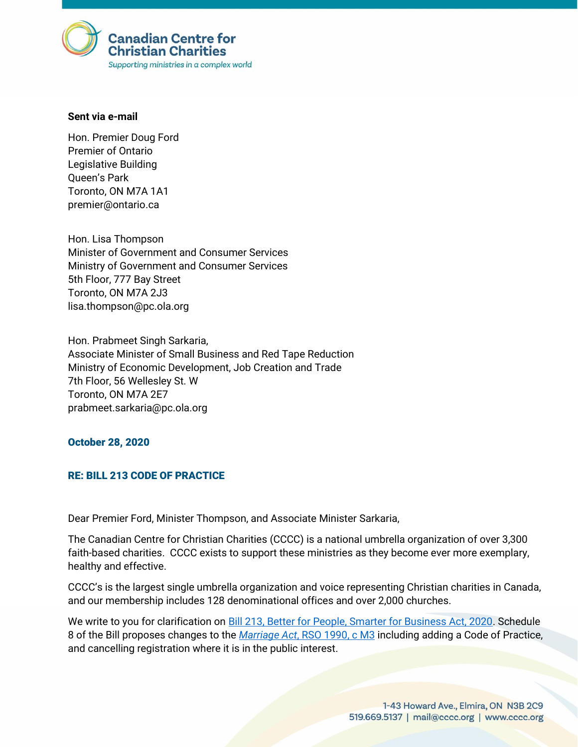Canadian Centre for Christian Charities
*Supporting ministries in a complex world*

**Sent via e-mail**

Hon. Premier Doug Ford
Premier of Ontario
Legislative Building
Queen's Park
Toronto, ON M7A 1A1
premier@ontario.ca

Hon. Lisa Thompson
Minister of Government and Consumer Services
Ministry of Government and Consumer Services
5th Floor, 777 Bay Street
Toronto, ON M7A 2J3
lisa.thompson@pc.ola.org

Hon. Prabmeet Singh Sarkaria,
Associate Minister of Small Business and Red Tape Reduction
Ministry of Economic Development, Job Creation and Trade
7th Floor, 56 Wellesley St. W
Toronto, ON M7A 2E7
prabmeet.sarkaria@pc.ola.org

**October 28, 2020**

**RE: BILL 213 CODE OF PRACTICE**

Dear Premier Ford, Minister Thompson, and Associate Minister Sarkaria,

The Canadian Centre for Christian Charities (CCCC) is a national umbrella organization of over 3,300 faith-based charities. CCCC exists to support these ministries as they become ever more exemplary, healthy and effective.

CCCC's is the largest single umbrella organization and voice representing Christian charities in Canada, and our membership includes 128 denominational offices and over 2,000 churches.

We write to you for clarification on Bill 213, Better for People, Smarter for Business Act, 2020. Schedule 8 of the Bill proposes changes to the *Marriage Act*, RSO 1990, c M3 including adding a Code of Practice, and cancelling registration where it is in the public interest.

1-43 Howard Ave., Elmira, ON N3B 2C9
519.669.5137 | mail@cccc.org | www.cccc.org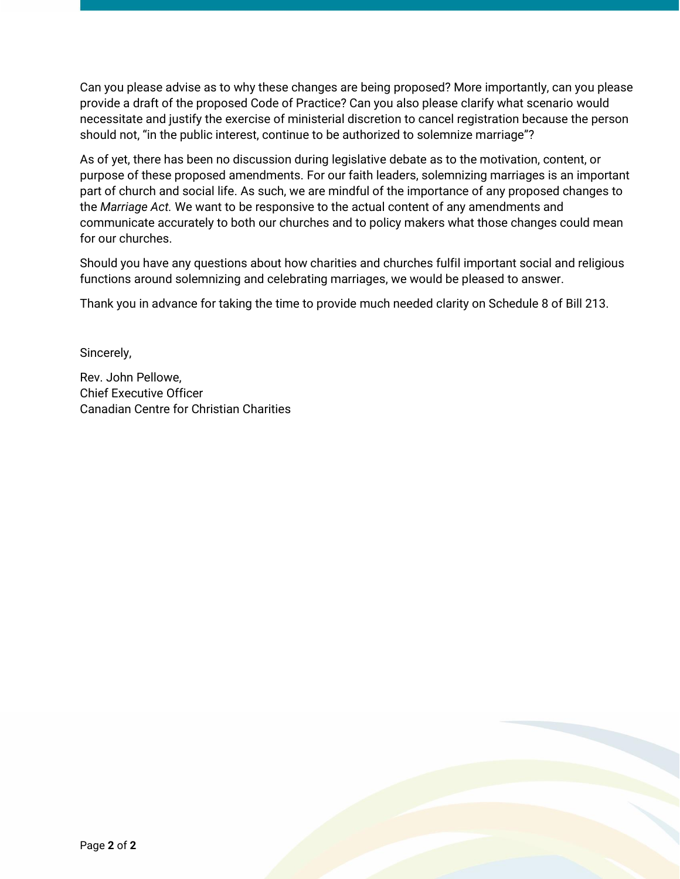Can you please advise as to why these changes are being proposed? More importantly, can you please provide a draft of the proposed Code of Practice? Can you also please clarify what scenario would necessitate and justify the exercise of ministerial discretion to cancel registration because the person should not, “in the public interest, continue to be authorized to solemnize marriage”?

As of yet, there has been no discussion during legislative debate as to the motivation, content, or purpose of these proposed amendments. For our faith leaders, solemnizing marriages is an important part of church and social life. As such, we are mindful of the importance of any proposed changes to the *Marriage Act*. We want to be responsive to the actual content of any amendments and communicate accurately to both our churches and to policy makers what those changes could mean for our churches.

Should you have any questions about how charities and churches fulfil important social and religious functions around solemnizing and celebrating marriages, we would be pleased to answer.

Thank you in advance for taking the time to provide much needed clarity on Schedule 8 of Bill 213.

Sincerely,

Rev. John Pellowe,
Chief Executive Officer
Canadian Centre for Christian Charities